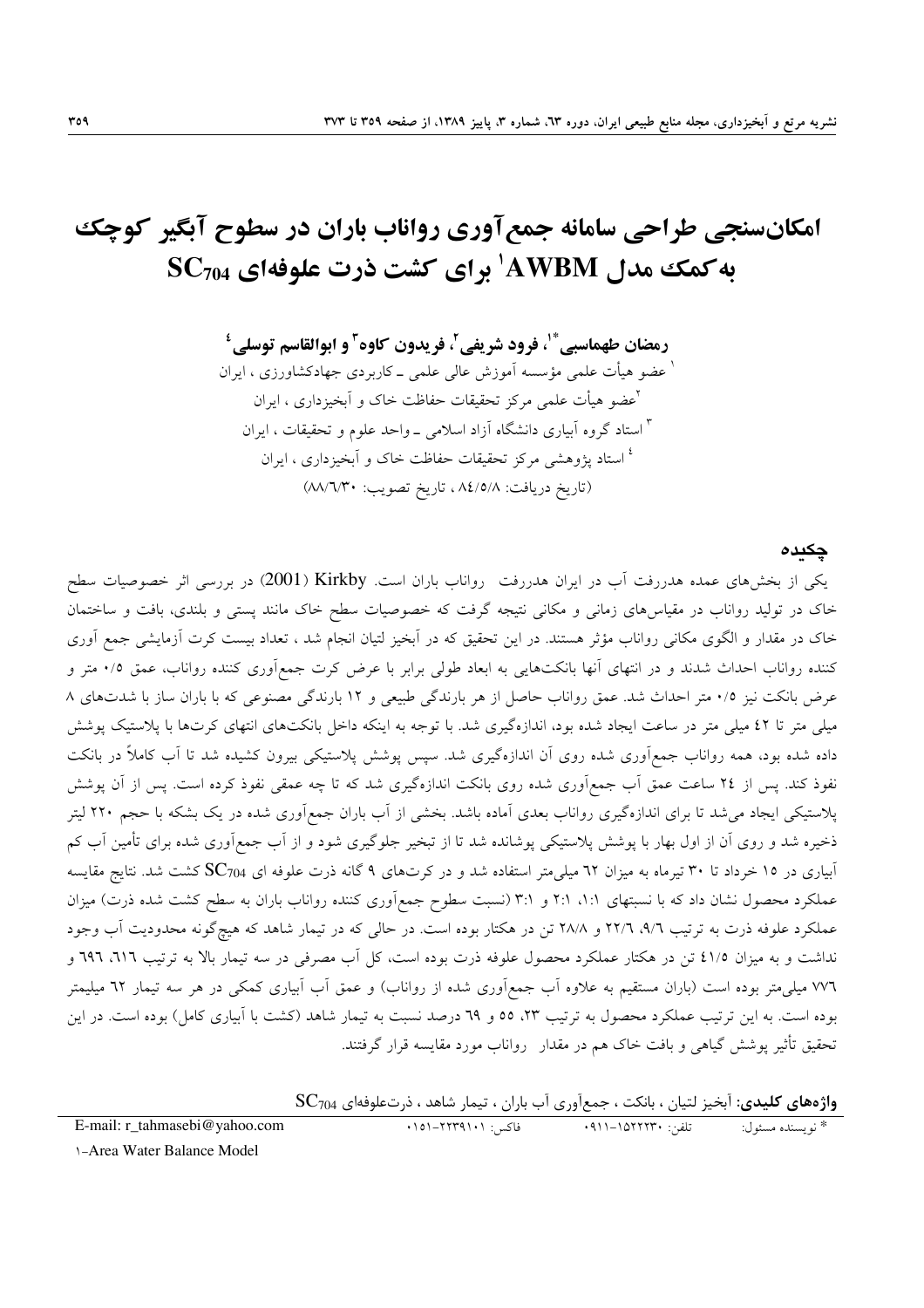# امکان‌سنجی طراحی سامانه جمع‌آوری رواناب باران در سطوح آبگیر کوچک به‌کمک مدل AWBM[1] برای کشت ذرت علوفه‌ای $SC_{704}$

**رمضان طهماسبی\*[1]، فرود شریفی[2]، فریدون کاوه[3] و ابوالقاسم توسلی[4]**

[1] عضو هیأت علمی مؤسسه آموزش عالی علمی ـ کاربردی جهادکشاورزی ، ایران

[2] عضو هیأت علمی مرکز تحقیقات حفاظت خاک و آبخیزداری ، ایران

[3] استاد گروه آبیاری دانشگاه آزاد اسلامی ـ واحد علوم و تحقیقات ، ایران

[4] استاد پژوهشی مرکز تحقیقات حفاظت خاک و آبخیزداری ، ایران

(تاریخ دریافت: ۸۴/۵/۸ ، تاریخ تصویب: ۸۸/۶/۳۰)

## چکیده

یکی از بخش‌های عمده هدررفت آب در ایران هدررفت رواناب باران است. Kirkby (2001) در بررسی اثر خصوصیات سطح خاک در تولید رواناب در مقیاس‌های زمانی و مکانی نتیجه گرفت که خصوصیات سطح خاک مانند پستی و بلندی، بافت و ساختمان خاک در مقدار و الگوی مکانی رواناب مؤثر هستند. در این تحقیق که در آبخیز لتیان انجام شد ، تعداد بیست کرت آزمایشی جمع آوری کننده رواناب احداث شدند و در انتهای آنها بانکت‌هایی به ابعاد طولی برابر با عرض کرت جمع‌آوری کننده رواناب، عمق ۰/۵ متر و عرض بانکت نیز ۰/۵ متر احداث شد. عمق رواناب حاصل از هر بارندگی طبیعی و ۱۲ بارندگی مصنوعی که با باران ساز با شدت‌های ۸ میلی متر تا ۴۲ میلی متر در ساعت ایجاد شده بود، اندازه‌گیری شد. با توجه به اینکه داخل بانکت‌های انتهای کرت‌ها با پلاستیک پوشش داده شده بود، همه رواناب جمع‌آوری شده روی آن اندازه‌گیری شد. سپس پوشش پلاستیکی بیرون کشیده شد تا آب کاملاً در بانکت نفوذ کند. پس از ۲۴ ساعت عمق آب جمع‌آوری شده روی بانکت اندازه‌گیری شد که تا چه عمقی نفوذ کرده است. پس از آن پوشش پلاستیکی ایجاد می‌شد تا برای اندازه‌گیری رواناب بعدی آماده باشد. بخشی از آب باران جمع‌آوری شده در یک بشکه با حجم ۲۲۰ لیتر ذخیره شد و روی آن از اول بهار با پوشش پلاستیکی پوشانده شد تا از تبخیر جلوگیری شود و از آب جمع‌آوری شده برای تأمین آب کم آبیاری در ۱۵ خرداد تا ۳۰ تیرماه به میزان ۶۲ میلی‌متر استفاده شد و در کرت‌های ۹ گانه ذرت علوفه ای $SC_{704}$ کشت شد. نتایج مقایسه عملکرد محصول نشان داد که با نسبتهای ۱:۱، ۲:۱ و ۳:۱ (نسبت سطوح جمع‌آوری کننده رواناب باران به سطح کشت شده ذرت) میزان عملکرد علوفه ذرت به ترتیب ۹/۶، ۲۲/۶ و ۲۸/۸ تن در هکتار بوده است. در حالی که در تیمار شاهد که هیچ‌گونه محدودیت آب وجود نداشت و به میزان ۴۱/۵ تن در هکتار عملکرد محصول علوفه ذرت بوده است، کل آب مصرفی در سه تیمار بالا به ترتیب ۶۱۶، ۶۹۶ و ۷۷۶ میلی‌متر بوده است (باران مستقیم به علاوه آب جمع‌آوری شده از رواناب) و عمق آب آبیاری کمکی در هر سه تیمار ۶۲ میلیمتر بوده است. به این ترتیب عملکرد محصول به ترتیب ۲۳، ۵۵ و ۶۹ درصد نسبت به تیمار شاهد (کشت با آبیاری کامل) بوده است. در این تحقیق تأثیر پوشش گیاهی و بافت خاک هم در مقدار رواناب مورد مقایسه قرار گرفتند.

**واژه‌های کلیدی:** آبخیز لتیان ، بانکت ، جمع‌آوری آب باران ، تیمار شاهد ، ذرت‌علوفه‌ای $SC_{704}$

\* نویسنده مسئول: تلفن: ۰۹۱۱-۱۵۲۲۲۳۰ فاکس: ۰۱۵۱-۲۲۳۹۱۰۱ E-mail: r_tahmasebi@yahoo.com

1- Area Water Balance Model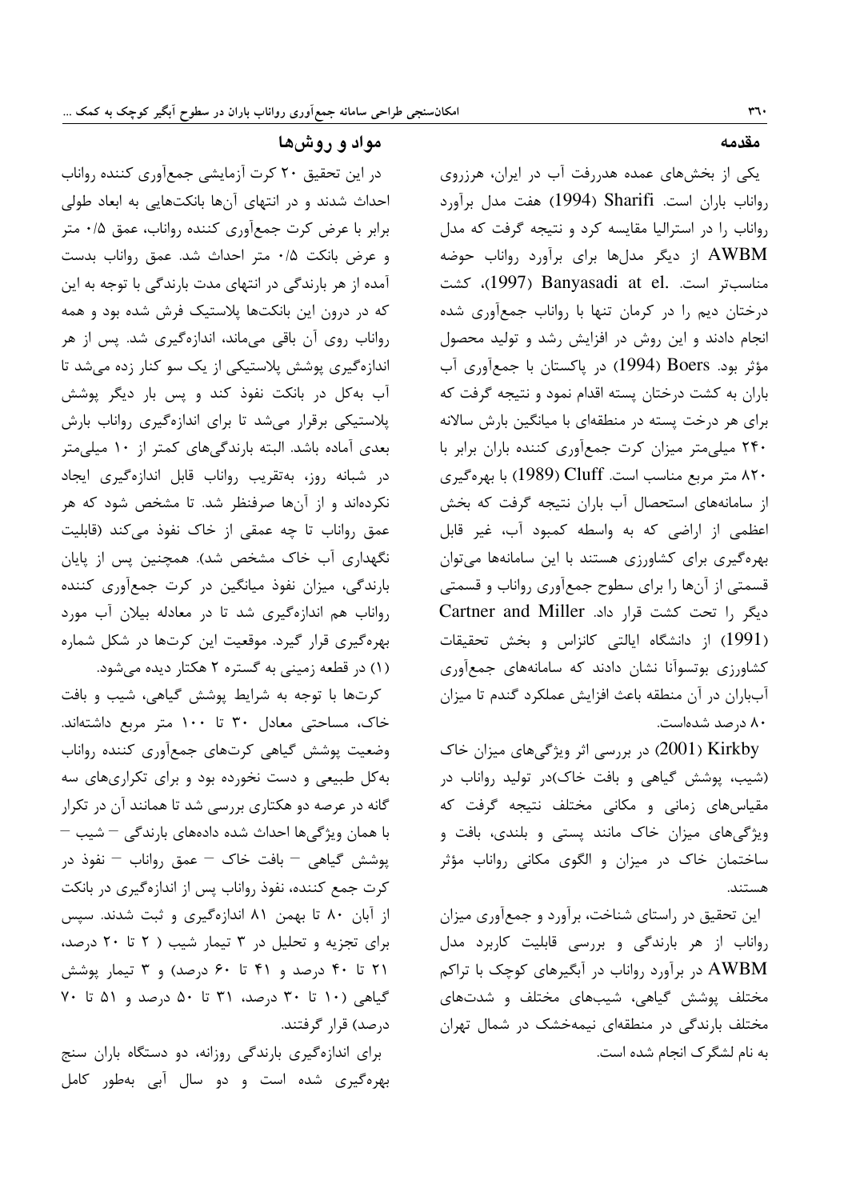## مقدمه

یکی از بخش‌های عمده هدررفت آب در ایران، هرزروی رواناب باران است. Sharifi (1994) هفت مدل برآورد رواناب را در استرالیا مقایسه کرد و نتیجه گرفت که مدل AWBM از دیگر مدل‌ها برای برآورد رواناب حوضه مناسب‌تر است. Banyasadi at el. (1997)، کشت درختان دیم را در کرمان تنها با رواناب جمع‌آوری شده انجام دادند و این روش در افزایش رشد و تولید محصول مؤثر بود. Boers (1994) در پاکستان با جمع‌آوری آب باران به کشت درختان پسته اقدام نمود و نتیجه گرفت که برای هر درخت پسته در منطقه‌ای با میانگین بارش سالانه ۲۴۰ میلی‌متر میزان کرت جمع‌آوری کننده باران برابر با ۸۲۰ متر مربع مناسب است. Cluff (1989) با بهره‌گیری از سامانه‌های استحصال آب باران نتیجه گرفت که بخش اعظمی از اراضی که به واسطه کمبود آب، غیر قابل بهره‌گیری برای کشاورزی هستند با این سامانه‌ها می‌توان قسمتی از آن‌ها را برای سطوح جمع‌آوری رواناب و قسمتی دیگر را تحت کشت قرار داد. Cartner and Miller (1991) از دانشگاه ایالتی کانزاس و بخش تحقیقات کشاورزی بوتسوآنا نشان دادند که سامانه‌های جمع‌آوری آب‌باران در آن منطقه باعث افزایش عملکرد گندم تا میزان ۸۰ درصد شده‌است.

Kirkby (2001) در بررسی اثر ویژگی‌های میزان خاک (شیب، پوشش گیاهی و بافت خاک)در تولید رواناب در مقیاس‌های زمانی و مکانی مختلف نتیجه گرفت که ویژگی‌های میزان خاک مانند پستی و بلندی، بافت و ساختمان خاک در میزان و الگوی مکانی رواناب مؤثر هستند.

این تحقیق در راستای شناخت، برآورد و جمع‌آوری میزان رواناب از هر بارندگی و بررسی قابلیت کاربرد مدل AWBM در برآورد رواناب در آبگیرهای کوچک با تراکم مختلف پوشش گیاهی، شیب‌های مختلف و شدت‌های مختلف بارندگی در منطقه‌ای نیمه‌خشک در شمال تهران به نام لشگرک انجام شده است.

## مواد و روش‌ها

در این تحقیق ۲۰ کرت آزمایشی جمع‌آوری کننده رواناب احداث شدند و در انتهای آن‌ها بانکت‌هایی به ابعاد طولی برابر با عرض کرت جمع‌آوری کننده رواناب، عمق ۰/۵ متر و عرض بانکت ۰/۵ متر احداث شد. عمق رواناب بدست آمده از هر بارندگی در انتهای مدت بارندگی با توجه به این که در درون این بانکت‌ها پلاستیک فرش شده بود و همه رواناب روی آن باقی می‌ماند، اندازه‌گیری شد. پس از هر اندازه‌گیری پوشش پلاستیکی از یک سو کنار زده می‌شد تا آب به‌کل در بانکت نفوذ کند و پس بار دیگر پوشش پلاستیکی برقرار می‌شد تا برای اندازه‌گیری رواناب بارش بعدی آماده باشد. البته بارندگی‌های کمتر از ۱۰ میلی‌متر در شبانه روز، به‌تقریب رواناب قابل اندازه‌گیری ایجاد نکرده‌اند و از آن‌ها صرفنظر شد. تا مشخص شود که هر عمق رواناب تا چه عمقی از خاک نفوذ می‌کند (قابلیت نگهداری آب خاک مشخص شد). همچنین پس از پایان بارندگی، میزان نفوذ میانگین در کرت جمع‌آوری کننده رواناب هم اندازه‌گیری شد تا در معادله بیلان آب مورد بهره‌گیری قرار گیرد. موقعیت این کرت‌ها در شکل شماره (۱) در قطعه زمینی به گستره ۲ هکتار دیده می‌شود.

کرت‌ها با توجه به شرایط پوشش گیاهی، شیب و بافت خاک، مساحتی معادل ۳۰ تا ۱۰۰ متر مربع داشته‌اند. وضعیت پوشش گیاهی کرت‌های جمع‌آوری کننده رواناب به‌کل طبیعی و دست نخورده بود و برای تکراری‌های سه گانه در عرصه دو هکتاری بررسی شد تا همانند آن در تکرار با همان ویژگی‌ها احداث شده داده‌های بارندگی – شیب – پوشش گیاهی – بافت خاک – عمق رواناب – نفوذ در کرت جمع کننده، نفوذ رواناب پس از اندازه‌گیری در بانکت از آبان ۸۰ تا بهمن ۸۱ اندازه‌گیری و ثبت شدند. سپس برای تجزیه و تحلیل در ۳ تیمار شیب ( ۲ تا ۲۰ درصد، ۲۱ تا ۴۰ درصد و ۴۱ تا ۶۰ درصد) و ۳ تیمار پوشش گیاهی (۱۰ تا ۳۰ درصد، ۳۱ تا ۵۰ درصد و ۵۱ تا ۷۰ درصد) قرار گرفتند.

برای اندازه‌گیری بارندگی روزانه، دو دستگاه باران سنج بهره‌گیری شده است و دو سال آبی به‌طور کامل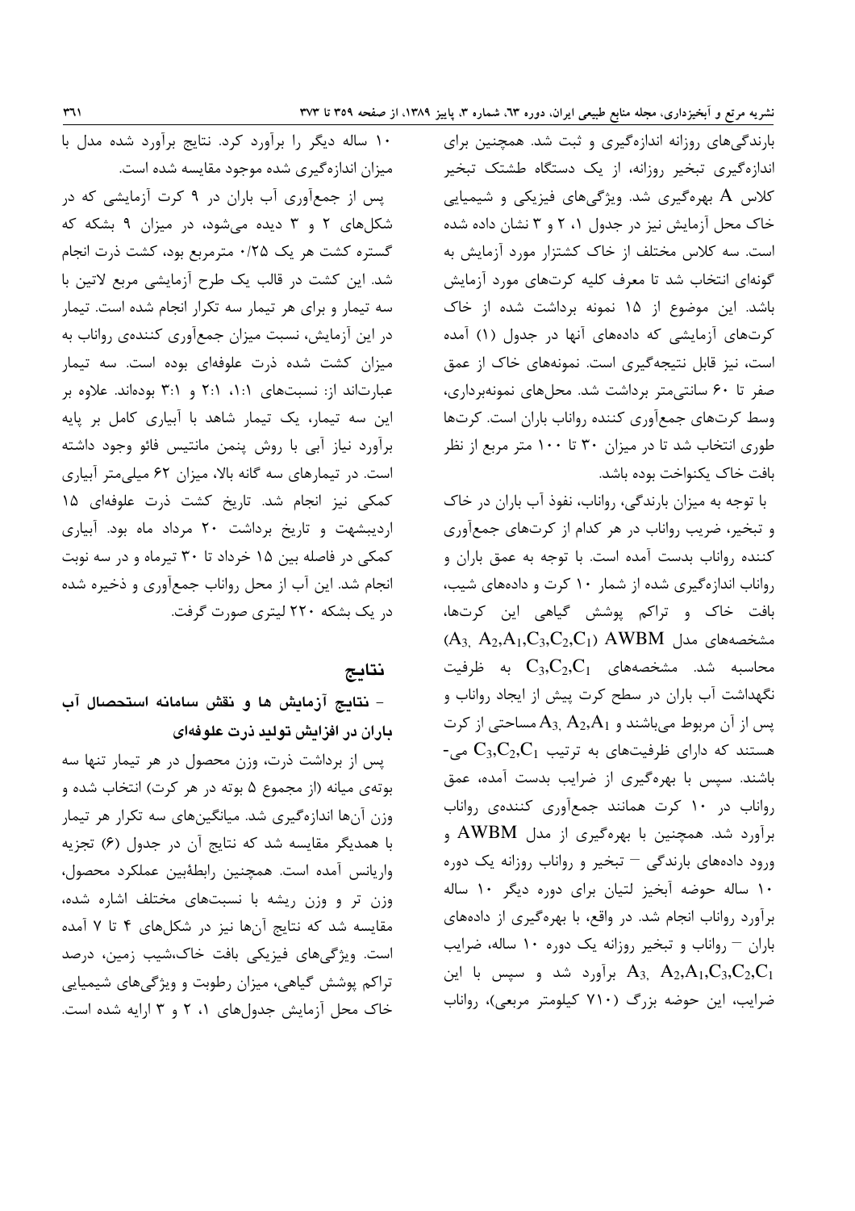بارندگی‌های روزانه اندازه‌گیری و ثبت شد. همچنین برای اندازه‌گیری تبخیر روزانه، از یک دستگاه طشتک تبخیر کلاس A بهره‌گیری شد. ویژگی‌های فیزیکی و شیمیایی خاک محل آزمایش نیز در جدول ۱، ۲ و ۳ نشان داده شده است. سه کلاس مختلف از خاک کشتزار مورد آزمایش به گونه‌ای انتخاب شد تا معرف کلیه کرت‌های مورد آزمایش باشد. این موضوع از ۱۵ نمونه برداشت شده از خاک کرت‌های آزمایشی که داده‌های آنها در جدول (۱) آمده است، نیز قابل نتیجه‌گیری است. نمونه‌های خاک از عمق صفر تا ۶۰ سانتی‌متر برداشت شد. محل‌های نمونه‌برداری، وسط کرت‌های جمع‌آوری کننده رواناب باران است. کرت‌ها طوری انتخاب شد تا در میزان ۳۰ تا ۱۰۰ متر مربع از نظر بافت خاک یکنواخت بوده باشد.

با توجه به میزان بارندگی، رواناب، نفوذ آب باران در خاک و تبخیر، ضریب رواناب در هر کدام از کرت‌های جمع‌آوری کننده رواناب بدست آمده است. با توجه به عمق باران و رواناب اندازه‌گیری شده از شمار ۱۰ کرت و داده‌های شیب، بافت خاک و تراکم پوشش گیاهی این کرت‌ها، مشخصه‌های مدل AWBM ($A_3, A_2, A_1, C_3, C_2, C_1$) محاسبه شد. مشخصه‌های $C_3, C_2, C_1$ به ظرفیت نگهداشت آب باران در سطح کرت پیش از ایجاد رواناب و پس از آن مربوط می‌باشند و $A_3, A_2, A_1$ مساحتی از کرت هستند که دارای ظرفیت‌های به ترتیب $C_3, C_2, C_1$ می‌باشند. سپس با بهره‌گیری از ضرایب بدست آمده، عمق رواناب در ۱۰ کرت همانند جمع‌آوری کننده‌ی رواناب برآورد شد. همچنین با بهره‌گیری از مدل AWBM و ورود داده‌های بارندگی – تبخیر و رواناب روزانه یک دوره ۱۰ ساله حوضه آبخیز لتیان برای دوره دیگر ۱۰ ساله برآورد رواناب انجام شد. در واقع، با بهره‌گیری از داده‌های باران – رواناب و تبخیر روزانه یک دوره ۱۰ ساله، ضرایب $A_3, A_2, A_1, C_3, C_2, C_1$ برآورد شد و سپس با این ضرایب، این حوضه بزرگ (۷۱۰ کیلومتر مربعی)، رواناب ۱۰ ساله دیگر را برآورد کرد. نتایج برآورد شده مدل با میزان اندازه‌گیری شده موجود مقایسه شده است.

پس از جمع‌آوری آب باران در ۹ کرت آزمایشی که در شکل‌های ۲ و ۳ دیده می‌شود، در میزان ۹ بشکه که گستره کشت هر یک ۰/۲۵ مترمربع بود، کشت ذرت انجام شد. این کشت در قالب یک طرح آزمایشی مربع لاتین با سه تیمار و برای هر تیمار سه تکرار انجام شده است. تیمار در این آزمایش، نسبت میزان جمع‌آوری کننده‌ی رواناب به میزان کشت شده ذرت علوفه‌ای بوده است. سه تیمار عبارت‌اند از: نسبت‌های ۱:۱، ۲:۱ و ۳:۱ بوده‌اند. علاوه بر این سه تیمار، یک تیمار شاهد با آبیاری کامل بر پایه برآورد نیاز آبی با روش پنمن مانتیس فائو وجود داشته است. در تیمارهای سه گانه بالا، میزان ۶۲ میلی‌متر آبیاری کمکی نیز انجام شد. تاریخ کشت ذرت علوفه‌ای ۱۵ اردیبهشت و تاریخ برداشت ۲۰ مرداد ماه بود. آبیاری کمکی در فاصله بین ۱۵ خرداد تا ۳۰ تیرماه و در سه نوبت انجام شد. این آب از محل رواناب جمع‌آوری و ذخیره شده در یک بشکه ۲۲۰ لیتری صورت گرفت.

## نتایج

### - نتایج آزمایش ها و نقش سامانه استحصال آب باران در افزایش تولید ذرت علوفه‌ای

پس از برداشت ذرت، وزن محصول در هر تیمار تنها سه بوته‌ی میانه (از مجموع ۵ بوته در هر کرت) انتخاب شده و وزن آن‌ها اندازه‌گیری شد. میانگین‌های سه تکرار هر تیمار با همدیگر مقایسه شد که نتایج آن در جدول (۶) تجزیه واریانس آمده است. همچنین رابطهٔبین عملکرد محصول، وزن تر و وزن ریشه با نسبت‌های مختلف اشاره شده، مقایسه شد که نتایج آن‌ها نیز در شکل‌های ۴ تا ۷ آمده است. ویژگی‌های فیزیکی بافت خاک،شیب زمین، درصد تراکم پوشش گیاهی، میزان رطوبت و ویژگی‌های شیمیایی خاک محل آزمایش جدول‌های ۱، ۲ و ۳ ارایه شده است.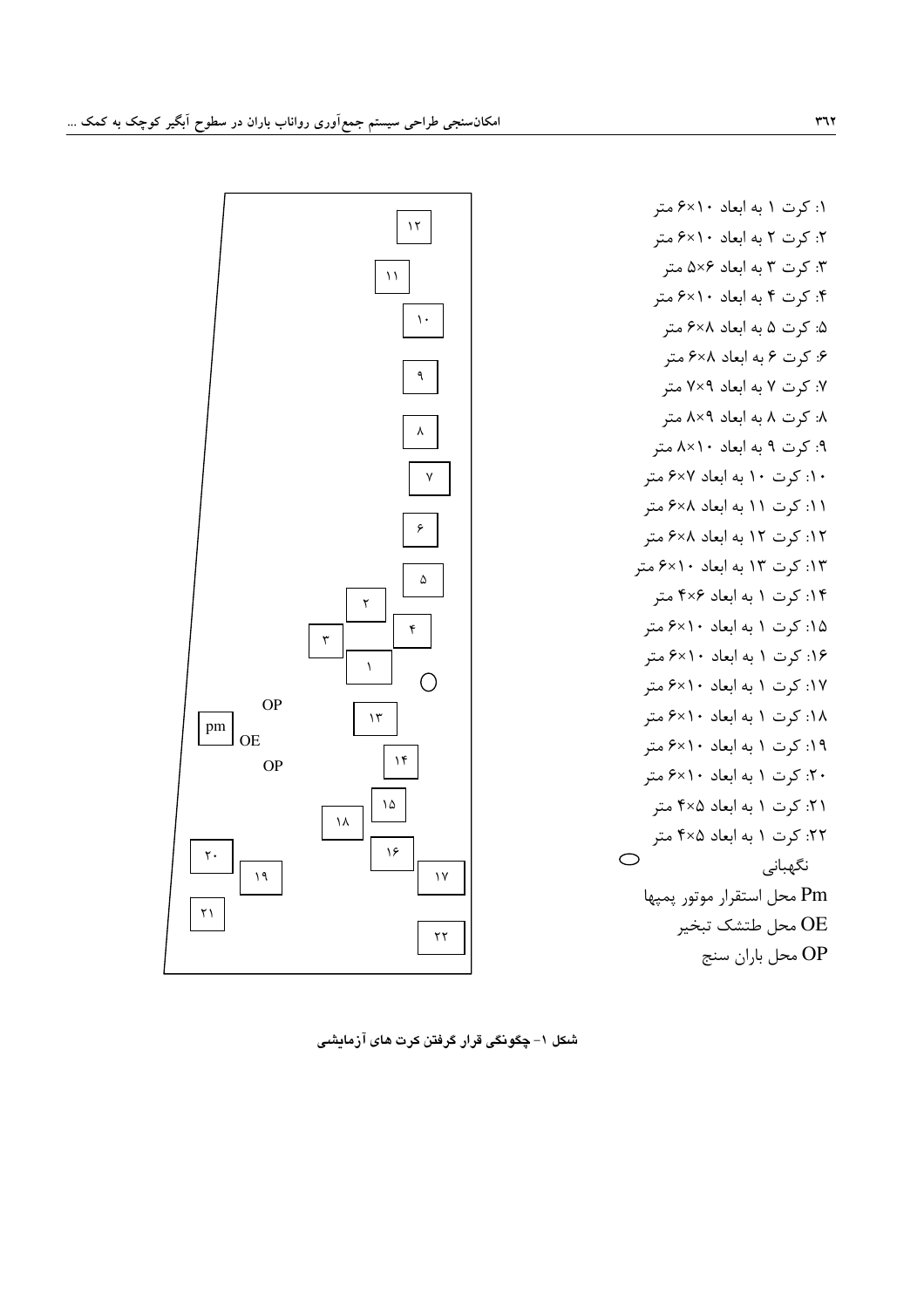۱: کرت ۱ به ابعاد ۱۰×۶ متر
۲: کرت ۲ به ابعاد ۱۰×۶ متر
۳: کرت ۳ به ابعاد ۶×۵ متر
۴: کرت ۴ به ابعاد ۱۰×۶ متر
۵: کرت ۵ به ابعاد ۸×۶ متر
۶: کرت ۶ به ابعاد ۸×۶ متر
۷: کرت ۷ به ابعاد ۹×۷ متر
۸: کرت ۸ به ابعاد ۹×۸ متر
۹: کرت ۹ به ابعاد ۱۰×۸ متر
۱۰: کرت ۱۰ به ابعاد ۷×۶ متر
۱۱: کرت ۱۱ به ابعاد ۸×۶ متر
۱۲: کرت ۱۲ به ابعاد ۸×۶ متر
۱۳: کرت ۱۳ به ابعاد ۱۰×۶ متر
۱۴: کرت ۱ به ابعاد ۶×۴ متر
۱۵: کرت ۱ به ابعاد ۱۰×۶ متر
۱۶: کرت ۱ به ابعاد ۱۰×۶ متر
۱۷: کرت ۱ به ابعاد ۱۰×۶ متر
۱۸: کرت ۱ به ابعاد ۱۰×۶ متر
۱۹: کرت ۱ به ابعاد ۱۰×۶ متر
۲۰: کرت ۱ به ابعاد ۱۰×۶ متر
۲۱: کرت ۱ به ابعاد ۵×۴ متر
۲۲: کرت ۱ به ابعاد ۵×۴ متر
○ نگهبانی
Pm محل استقرار موتور پمپها
OE محل طتشک تبخیر
OP محل باران سنج

**شکل ۱- چگونگی قرار گرفتن کرت های آزمایشی**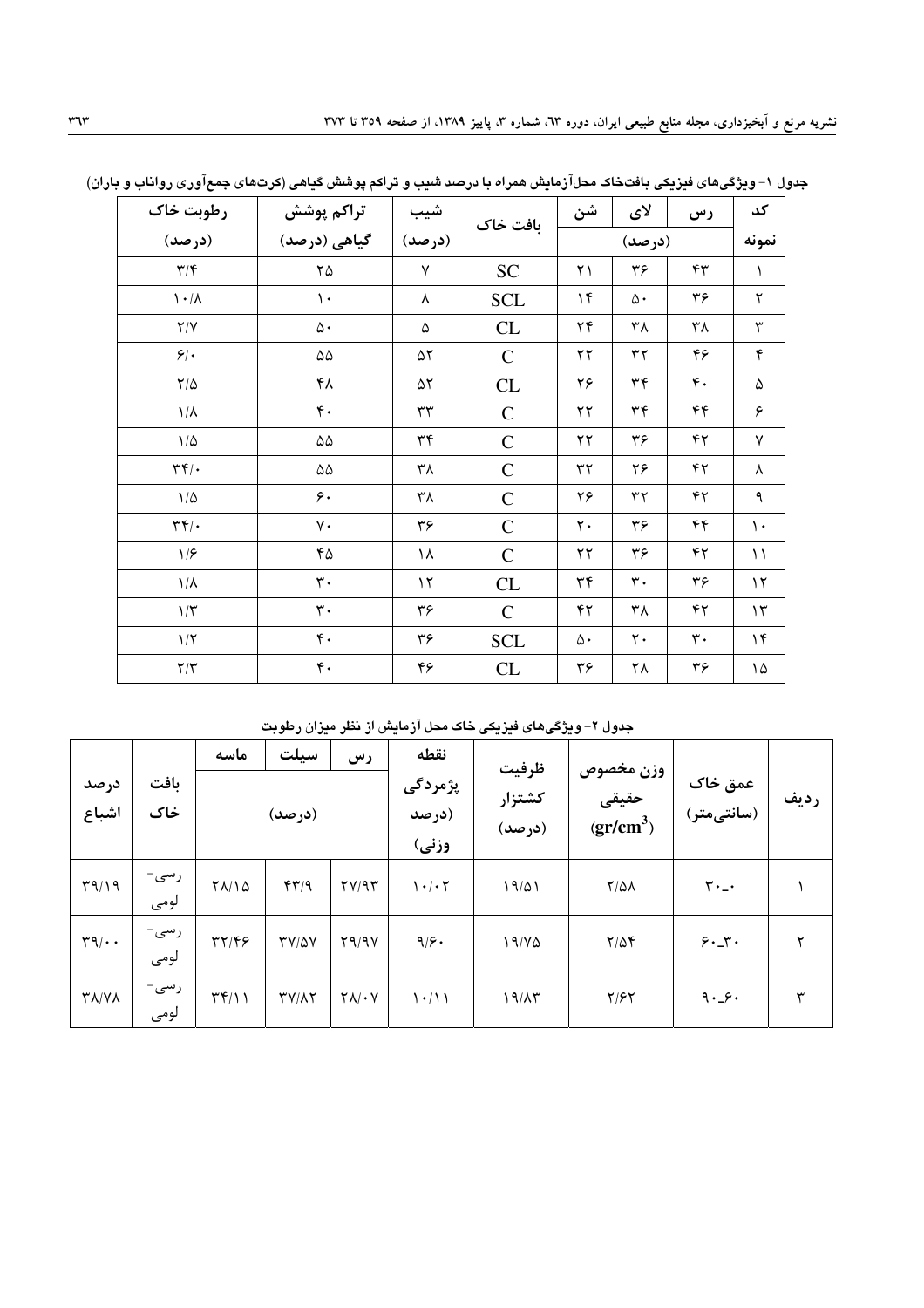جدول ۱- ویژگی‌های فیزیکی بافت‌خاک محل‌آزمایش همراه با درصد شیب و تراکم پوشش گیاهی (کرت‌های جمع‌آوری رواناب و باران)

| کد نمونه | رس | لای | شن | بافت خاک | شیب (درصد) | تراکم پوشش گیاهی (درصد) | رطوبت خاک (درصد) |
|---|---|---|---|---|---|---|---|
| | (درصد) | | | | | | |
| ۱ | ۴۳ | ۳۶ | ۲۱ | SC | ۷ | ۲۵ | ۳/۴ |
| ۲ | ۳۶ | ۵۰ | ۱۴ | SCL | ۸ | ۱۰ | ۱۰/۸ |
| ۳ | ۳۸ | ۳۸ | ۲۴ | CL | ۵ | ۵۰ | ۲/۷ |
| ۴ | ۴۶ | ۳۲ | ۲۲ | C | ۵۲ | ۵۵ | ۶/۰ |
| ۵ | ۴۰ | ۳۴ | ۲۶ | CL | ۵۲ | ۴۸ | ۲/۵ |
| ۶ | ۴۴ | ۳۴ | ۲۲ | C | ۳۳ | ۴۰ | ۱/۸ |
| ۷ | ۴۲ | ۳۶ | ۲۲ | C | ۳۴ | ۵۵ | ۱/۵ |
| ۸ | ۴۲ | ۲۶ | ۳۲ | C | ۳۸ | ۵۵ | ۳۴/۰ |
| ۹ | ۴۲ | ۳۲ | ۲۶ | C | ۳۸ | ۶۰ | ۱/۵ |
| ۱۰ | ۴۴ | ۳۶ | ۲۰ | C | ۳۶ | ۷۰ | ۳۴/۰ |
| ۱۱ | ۴۲ | ۳۶ | ۲۲ | C | ۱۸ | ۴۵ | ۱/۶ |
| ۱۲ | ۳۶ | ۳۰ | ۳۴ | CL | ۱۲ | ۳۰ | ۱/۸ |
| ۱۳ | ۴۲ | ۳۸ | ۴۲ | C | ۳۶ | ۳۰ | ۱/۳ |
| ۱۴ | ۳۰ | ۲۰ | ۵۰ | SCL | ۳۶ | ۴۰ | ۱/۲ |
| ۱۵ | ۳۶ | ۲۸ | ۳۶ | CL | ۴۶ | ۴۰ | ۲/۳ |

جدول ۲- ویژگی‌های فیزیکی خاک محل آزمایش از نظر میزان رطوبت

| ردیف | عمق خاک (سانتی‌متر) | وزن مخصوص حقیقی ($gr/cm^3$) | ظرفیت کشتزار (درصد) | نقطه پژمردگی (درصد وزنی) | رس | سیلت | ماسه | بافت خاک | درصد اشباع |
|---|---|---|---|---|---|---|---|---|---|
| | | | | | (درصد) | | | | |
| ۱ | ۳۰_۰ | ۲/۵۸ | ۱۹/۵۱ | ۱۰/۰۲ | ۲۷/۹۳ | ۴۳/۹ | ۲۸/۱۵ | رسی-لومی | ۳۹/۱۹ |
| ۲ | ۶۰_۳۰ | ۲/۵۴ | ۱۹/۷۵ | ۹/۶۰ | ۲۹/۹۷ | ۳۷/۵۷ | ۳۲/۴۶ | رسی-لومی | ۳۹/۰۰ |
| ۳ | ۹۰_۶۰ | ۲/۶۲ | ۱۹/۸۳ | ۱۰/۱۱ | ۲۸/۰۷ | ۳۷/۸۲ | ۳۴/۱۱ | رسی-لومی | ۳۸/۷۸ |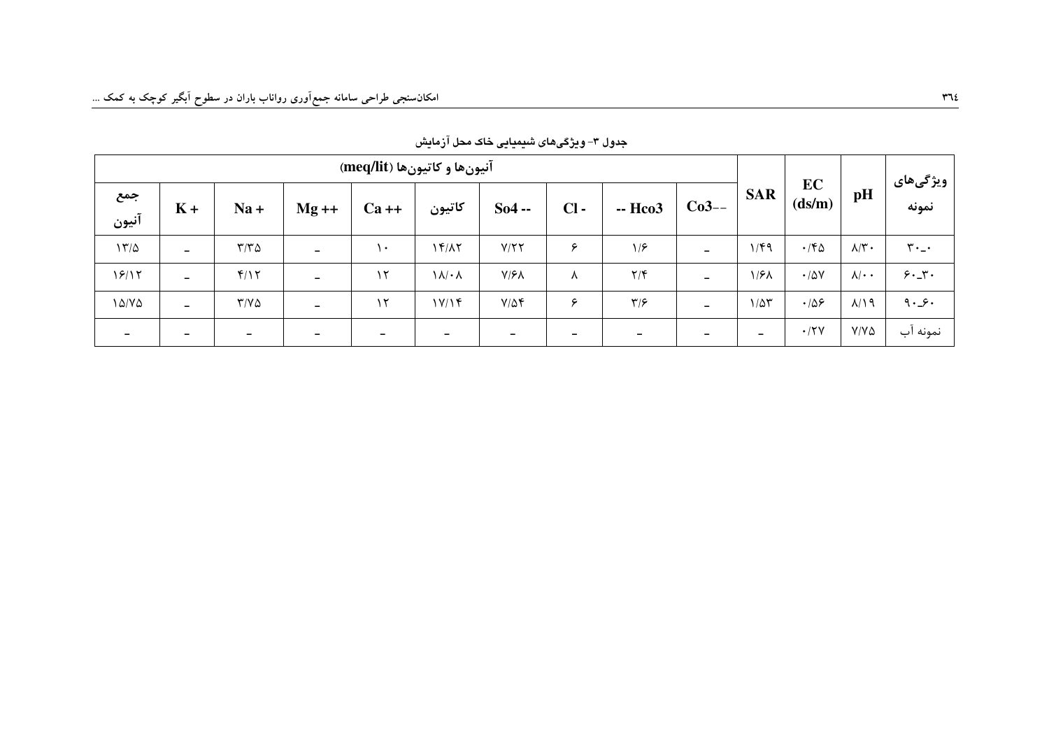جدول ۳- ویژگی‌های شیمیایی خاک محل آزمایش

| ویژگی‌های نمونه | pH | EC (ds/m) | SAR | آنیون‌ها و کاتیون‌ها (meq/lit) | | | | | | | | | |
|---|---|---|---|---|---|---|---|---|---|---|---|---|---|
| | | | | Co3-- | -- Hco3 | Cl - | So4 -- | کاتیون | Ca ++ | Mg ++ | Na + | K + | جمع آنیون |
| ۳۰_۰ | ۸/۳۰ | ۰/۴۵ | ۱/۴۹ | - | ۱/۶ | ۶ | ۷/۲۲ | ۱۴/۸۲ | ۱۰ | - | ۳/۳۵ | - | ۱۳/۵ |
| ۶۰_۳۰ | ۸/۰۰ | ۰/۵۷ | ۱/۶۸ | - | ۲/۴ | ۸ | ۷/۶۸ | ۱۸/۰۸ | ۱۲ | - | ۴/۱۲ | - | ۱۶/۱۲ |
| ۹۰_۶۰ | ۸/۱۹ | ۰/۵۶ | ۱/۵۳ | - | ۳/۶ | ۶ | ۷/۵۴ | ۱۷/۱۴ | ۱۲ | - | ۳/۷۵ | - | ۱۵/۷۵ |
| نمونه آب | ۷/۷۵ | ۰/۲۷ | - | - | - | - | - | - | - | - | - | - | - |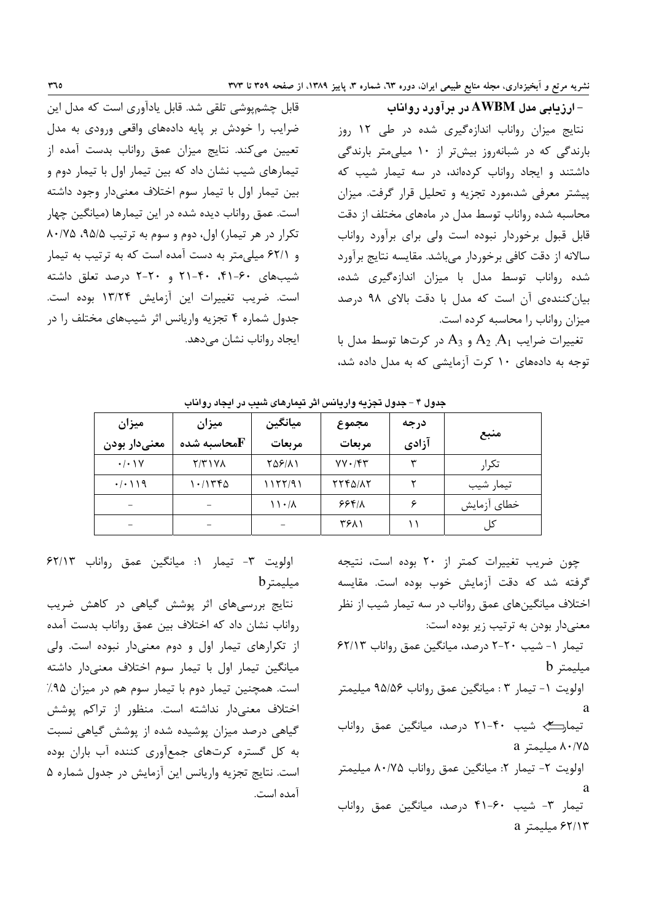## - ارزیابی مدل AWBM در برآورد رواناب

نتایج میزان رواناب اندازه‌گیری شده در طی ۱۲ روز بارندگی که در شبانه‌روز بیش‌تر از ۱۰ میلی‌متر بارندگی داشتند و ایجاد رواناب کرده‌اند، در سه تیمار شیب که پیشتر معرفی شد،مورد تجزیه و تحلیل قرار گرفت. میزان محاسبه شده رواناب توسط مدل در ماه‌های مختلف از دقت قابل قبول برخوردار نبوده است ولی برای برآورد رواناب سالانه از دقت کافی برخوردار می‌باشد. مقایسه نتایج برآورد شده رواناب توسط مدل با میزان اندازه‌گیری شده، بیان‌کننده‌ی آن است که مدل با دقت بالای ۹۸ درصد میزان رواناب را محاسبه کرده است.

تغییرات ضرایب $A_1$، $A_2$ و $A_3$ در کرت‌ها توسط مدل با توجه به داده‌های ۱۰ کرت آزمایشی که به مدل داده شد، قابل چشم‌پوشی تلقی شد. قابل یادآوری است که مدل این ضرایب را خودش بر پایه داده‌های واقعی ورودی به مدل تعیین می‌کند. نتایج میزان عمق رواناب بدست آمده از تیمارهای شیب نشان داد که بین تیمار اول با تیمار دوم و بین تیمار اول با تیمار سوم اختلاف معنی‌دار وجود داشته است. عمق رواناب دیده شده در این تیمارها (میانگین چهار تکرار در هر تیمار) اول، دوم و سوم به ترتیب ۹۵/۵، ۸۰/۷۵ و ۶۲/۱ میلی‌متر به دست آمده است که به ترتیب به تیمار شیب‌های ۶۰-۴۱، ۴۰-۲۱ و ۲۰-۲ درصد تعلق داشته است. ضریب تغییرات این آزمایش ۱۳/۲۴ بوده است. جدول شماره ۴ تجزیه واریانس اثر شیب‌های مختلف را در ایجاد رواناب نشان می‌دهد.

جدول ۴ - جدول تجزیه واریانس اثر تیمارهای شیب در ایجاد رواناب

| منبع | درجه آزادی | مجموع مربعات | میانگین مربعات | میزان Fمحاسبه شده | میزان معنی‌دار بودن |
|---|---|---|---|---|---|
| تکرار | ۳ | ۷۷۰/۴۳ | ۲۵۶/۸۱ | ۲/۳۱۷۸ | ۰/۰۱۷ |
| تیمار شیب | ۲ | ۲۲۴۵/۸۲ | ۱۱۲۲/۹۱ | ۱۰/۱۳۴۵ | ۰/۰۱۱۹ |
| خطای آزمایش | ۶ | ۶۶۴/۸ | ۱۱۰/۸ | - | - |
| کل | ۱۱ | ۳۶۸۱ | - | - | - |

چون ضریب تغییرات کمتر از ۲۰ بوده است، نتیجه گرفته شد که دقت آزمایش خوب بوده است. مقایسه اختلاف میانگین‌های عمق رواناب در سه تیمار شیب از نظر معنی‌دار بودن به ترتیب زیر بوده است:

تیمار ۱- شیب ۲۰-۲ درصد، میانگین عمق رواناب ۶۲/۱۳ میلیمتر b

اولویت ۱- تیمار ۳ : میانگین عمق رواناب ۹۵/۵۶ میلیمتر a

تیمار۲- شیب ۴۰-۲۱ درصد، میانگین عمق رواناب ۸۰/۷۵ میلیمتر a

اولویت ۲- تیمار ۲: میانگین عمق رواناب ۸۰/۷۵ میلیمتر a

تیمار ۳- شیب ۶۰-۴۱ درصد، میانگین عمق رواناب ۶۲/۱۳ میلیمتر a

اولویت ۳- تیمار ۱: میانگین عمق رواناب ۶۲/۱۳ میلیمترb

نتایج بررسی‌های اثر پوشش گیاهی در کاهش ضریب رواناب نشان داد که اختلاف بین عمق رواناب بدست آمده از تکرارهای تیمار اول و دوم معنی‌دار نبوده است. ولی میانگین تیمار سوم با تیمار اول اختلاف معنی‌دار داشته است. همچنین تیمار دوم با تیمار سوم هم در میزان ۹۵٪ اختلاف معنی‌دار نداشته است. منظور از تراکم پوشش گیاهی درصد میزان پوشیده شده از پوشش گیاهی نسبت به کل گستره کرت‌های جمع‌آوری کننده آب باران بوده است. نتایج تجزیه واریانس این آزمایش در جدول شماره ۵ آمده است.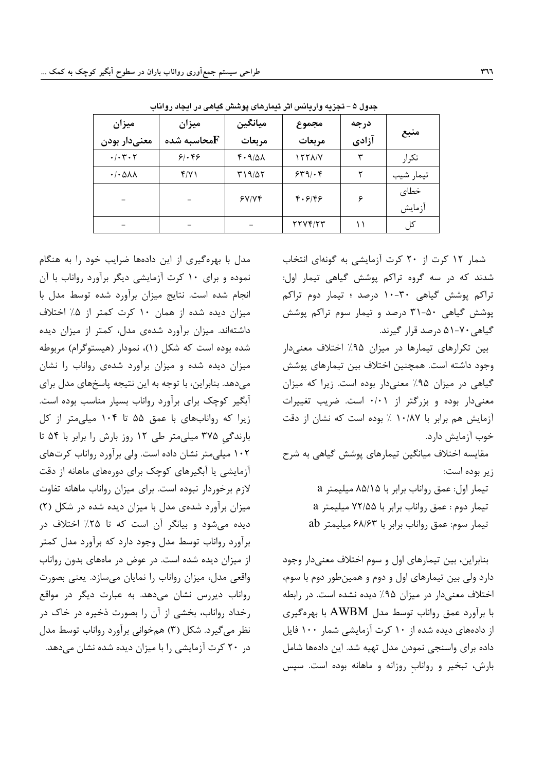جدول ۵ - تجزیه واریانس اثر تیمارهای پوشش گیاهی در ایجاد رواناب

| منبع | درجه آزادی | مجموع مربعات | میانگین مربعات | میزان Fمحاسبه شده | میزان معنی‌دار بودن |
|---|---|---|---|---|---|
| تکرار | ۳ | ۱۲۲۸/۷ | ۴۰۹/۵۸ | ۶/۰۴۶ | ۰/۰۳۰۲ |
| تیمار شیب | ۲ | ۶۳۹/۰۴ | ۳۱۹/۵۲ | ۴/۷۱ | ۰/۰۵۸۸ |
| خطای آزمایش | ۶ | ۴۰۶/۴۶ | ۶۷/۷۴ | - | - |
| کل | ۱۱ | ۲۲۷۴/۲۳ | - | - | - |

شمار ۱۲ کرت از ۲۰ کرت آزمایشی به گونه‌ای انتخاب شدند که در سه گروه تراکم پوشش گیاهی تیمار اول: تراکم پوشش گیاهی ۳۰-۱۰ درصد ؛ تیمار دوم تراکم پوشش گیاهی ۵۰-۳۱ درصد و تیمار سوم تراکم پوشش گیاهی ۷۰-۵۱ درصد قرار گیرند.

بین تکرارهای تیمارها در میزان ۹۵٪ اختلاف معنی‌دار وجود داشته است. همچنین اختلاف بین تیمارهای پوشش گیاهی در میزان ۹۵٪ معنی‌دار بوده است. زیرا که میزان معنی‌دار بوده و بزرگتر از ۰/۰۱ است. ضریب تغییرات آزمایش هم برابر با ۱۰/۸۷ ٪ بوده است که نشان از دقت خوب آزمایش دارد.

مقایسه اختلاف میانگین تیمارهای پوشش گیاهی به شرح زیر بوده است:

تیمار اول: عمق رواناب برابر با ۸۵/۱۵ میلیمتر a

تیمار دوم : عمق رواناب برابر با ۷۲/۵۵ میلیمتر a

تیمار سوم: عمق رواناب برابر با ۶۸/۶۳ میلیمتر ab

بنابراین، بین تیمارهای اول و سوم اختلاف معنی‌دار وجود دارد ولی بین تیمارهای اول و دوم و همین‌طور دوم با سوم، اختلاف معنی‌دار در میزان ۹۵٪ دیده نشده است. در رابطه با برآورد عمق رواناب توسط مدل AWBM با بهره‌گیری از داده‌های دیده شده از ۱۰ کرت آزمایشی شمار ۱۰۰ فایل داده برای واسنجی نمودن مدل تهیه شد. این داده‌ها شامل بارش، تبخیر و روانابِ روزانه و ماهانه بوده است. سپس مدل با بهره‌گیری از این داده‌ها ضرایب خود را به هنگام نموده و برای ۱۰ کرت آزمایشی دیگر برآورد رواناب با آن انجام شده است. نتایج میزان برآورد شده توسط مدل با میزان دیده شده از همان ۱۰ کرت کمتر از ۵٪ اختلاف داشته‌اند. میزان برآورد شده‌ی مدل، کمتر از میزان دیده شده بوده است که شکل (۱)، نمودار (هیستوگرام) مربوطه میزان دیده شده و میزان برآورد شده‌ی رواناب را نشان می‌دهد. بنابراین، با توجه به این نتیجه پاسخ‌های مدل برای آبگیر کوچک برای برآورد رواناب بسیار مناسب بوده است. زیرا که رواناب‌های با عمق ۵۵ تا ۱۰۴ میلی‌متر از کل بارندگیِ ۳۷۵ میلی‌متر طی ۱۲ روز بارش را برابر با ۵۴ تا ۱۰۲ میلی‌متر نشان داده است. ولی برآورد رواناب کرت‌های آزمایشی یا آبگیرهای کوچک برای دوره‌های ماهانه از دقت لازم برخوردار نبوده است. برای میزان رواناب ماهانه تفاوت میزان برآورد شده‌ی مدل با میزان دیده شده در شکل (۲) دیده می‌شود و بیانگر آن است که تا ۲۵٪ اختلاف در برآورد رواناب توسط مدل وجود دارد که برآورد مدل کمتر از میزان دیده شده است. در عوض در ماه‌های بدون رواناب واقعی مدل، میزان رواناب را نمایان می‌سازد. یعنی بصورت رواناب دیررس نشان می‌دهد. به عبارت دیگر در مواقع رخداد رواناب، بخشی از آن را بصورت ذخیره در خاک در نظر می‌گیرد. شکل (۳) همخوانی برآورد رواناب توسط مدل در ۲۰ کرت آزمایشی را با میزان دیده شده نشان می‌دهد.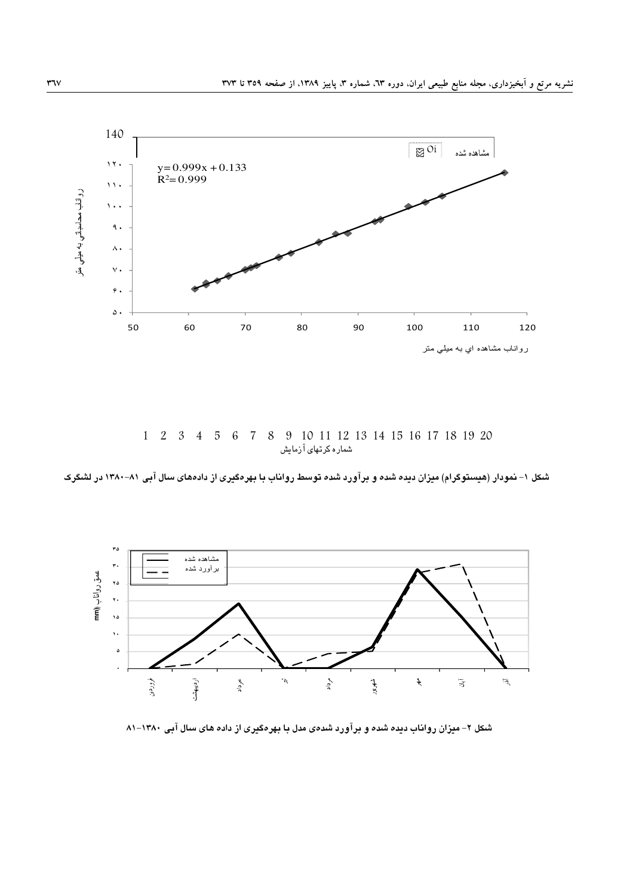140

مشاهده شده Oi

y= 0.999x + 0.133
$R^2$= 0.999

۱۲۰
۱۱۰
۱۰۰
۹۰
۸۰
۷۰
۶۰
۵۰

رواناب محاسباتی به میلی متر

50 60 70 80 90 100 110 120

رواناب مشاهده ای به میلی متر

1 2 3 4 5 6 7 8 9 10 11 12 13 14 15 16 17 18 19 20

شماره کرتهای آزمایش

**شکل ۱- نمودار (هیستوگرام) میزان دیده شده و برآورد شده توسط رواناب با بهره‌گیری از داده‌های سال آبی ۸۱-۱۳۸۰ در لشگرک**

مشاهده شده
برآورد شده

عمق رواناب (mm)

۳۵
۳۰
۲۵
۲۰
۱۵
۱۰
۵
۰

فروردین اردیبهشت خرداد تیر مرداد شهریور مهر آبان آذر

**شکل ۲- میزان رواناب دیده شده و برآورد شده‌ی مدل با بهره‌گیری از داده های سال آبی ۱۳۸۰-۸۱**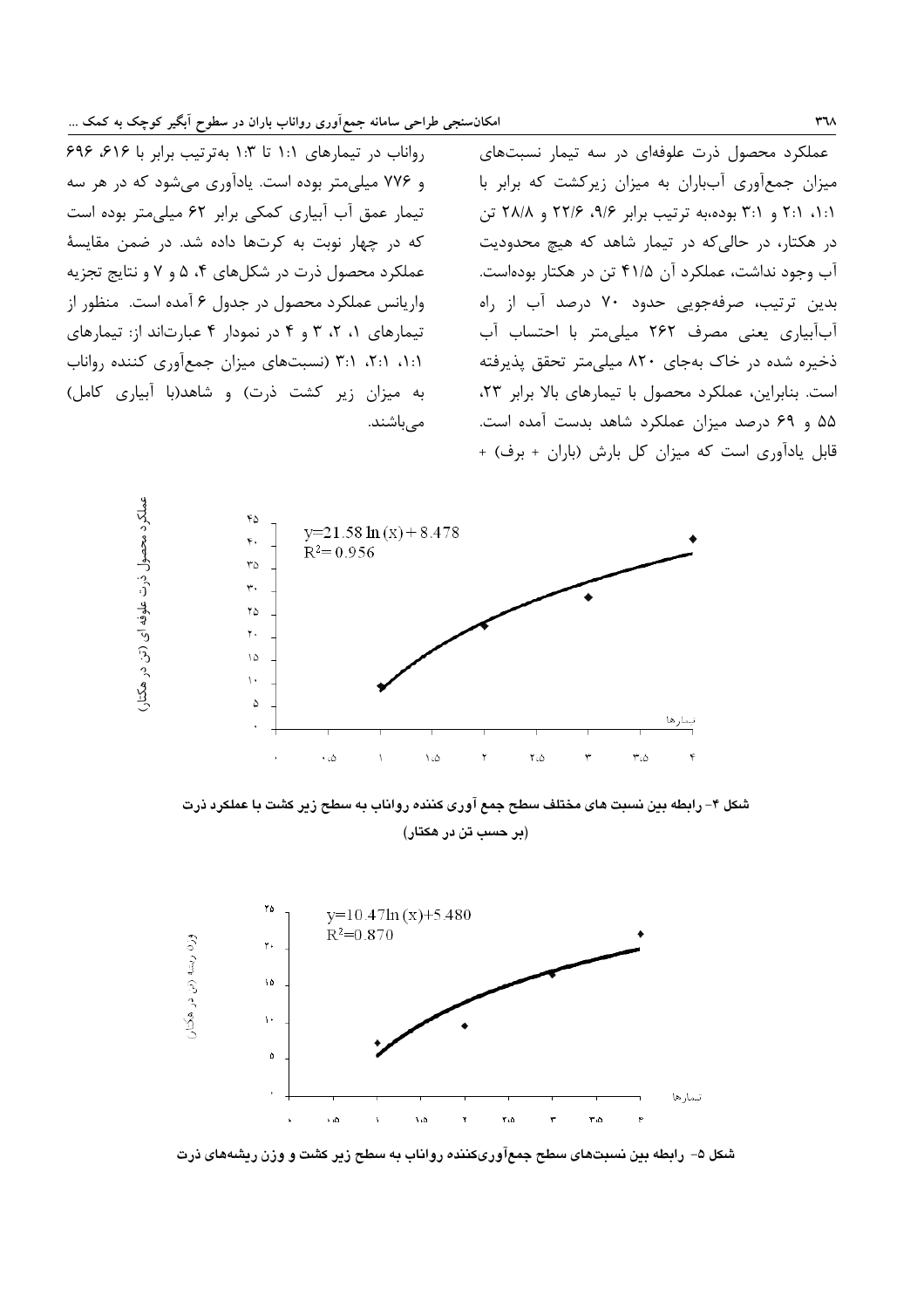عملکرد محصول ذرت علوفه‌ای در سه تیمار نسبت‌های میزان جمع‌آوری آبباران به میزان زیرکشت که برابر با ۱:۱، ۲:۱ و ۳:۱ بوده،به ترتیب برابر ۹/۶، ۲۲/۶ و ۲۸/۸ تن در هکتار، در حالی‌که در تیمار شاهد که هیچ محدودیت آب وجود نداشت، عملکرد آن ۴۱/۵ تن در هکتار بوده‌است. بدین ترتیب، صرفه‌جویی حدود ۷۰ درصد آب از راه آب‌آبیاری یعنی مصرف ۲۶۲ میلی‌متر با احتساب آب ذخیره شده در خاک به‌جای ۸۲۰ میلی‌متر تحقق پذیرفته است. بنابراین، عملکرد محصول با تیمارهای بالا برابر ۲۳، ۵۵ و ۶۹ درصد میزان عملکرد شاهد بدست آمده است. قابل یادآوری است که میزان کل بارش (باران + برف) + رواناب در تیمارهای ۱:۱ تا ۱:۳ به‌ترتیب برابر با ۶۱۶، ۶۹۶ و ۷۷۶ میلی‌متر بوده است. یادآوری می‌شود که در هر سه تیمار عمق آب آبیاری کمکی برابر ۶۲ میلی‌متر بوده است که در چهار نوبت به کرت‌ها داده شد. در ضمن مقایسهٔ عملکرد محصول ذرت در شکل‌های ۴، ۵ و ۷ و نتایج تجزیه واریانس عملکرد محصول در جدول ۶ آمده است. منظور از تیمارهای ۱، ۲، ۳ و ۴ در نمودار ۴ عبارت‌اند از: تیمارهای ۱:۱، ۲:۱، ۳:۱ (نسبت‌های میزان جمع‌آوری کننده رواناب به میزان زیر کشت ذرت) و شاهد(با آبیاری کامل) می‌باشند.

$y=21.58\ln(x)+8.478$

$R^2=0.956$

شکل ۴- رابطه بین نسبت های مختلف سطح جمع آوری کننده رواناب به سطح زیر کشت با عملکرد ذرت (بر حسب تن در هکتار)

$y=10.47\ln(x)+5.480$

$R^2=0.870$

شکل ۵- رابطه بین نسبت‌های سطح جمع‌آوری‌کننده رواناب به سطح زیر کشت و وزن ریشه‌های ذرت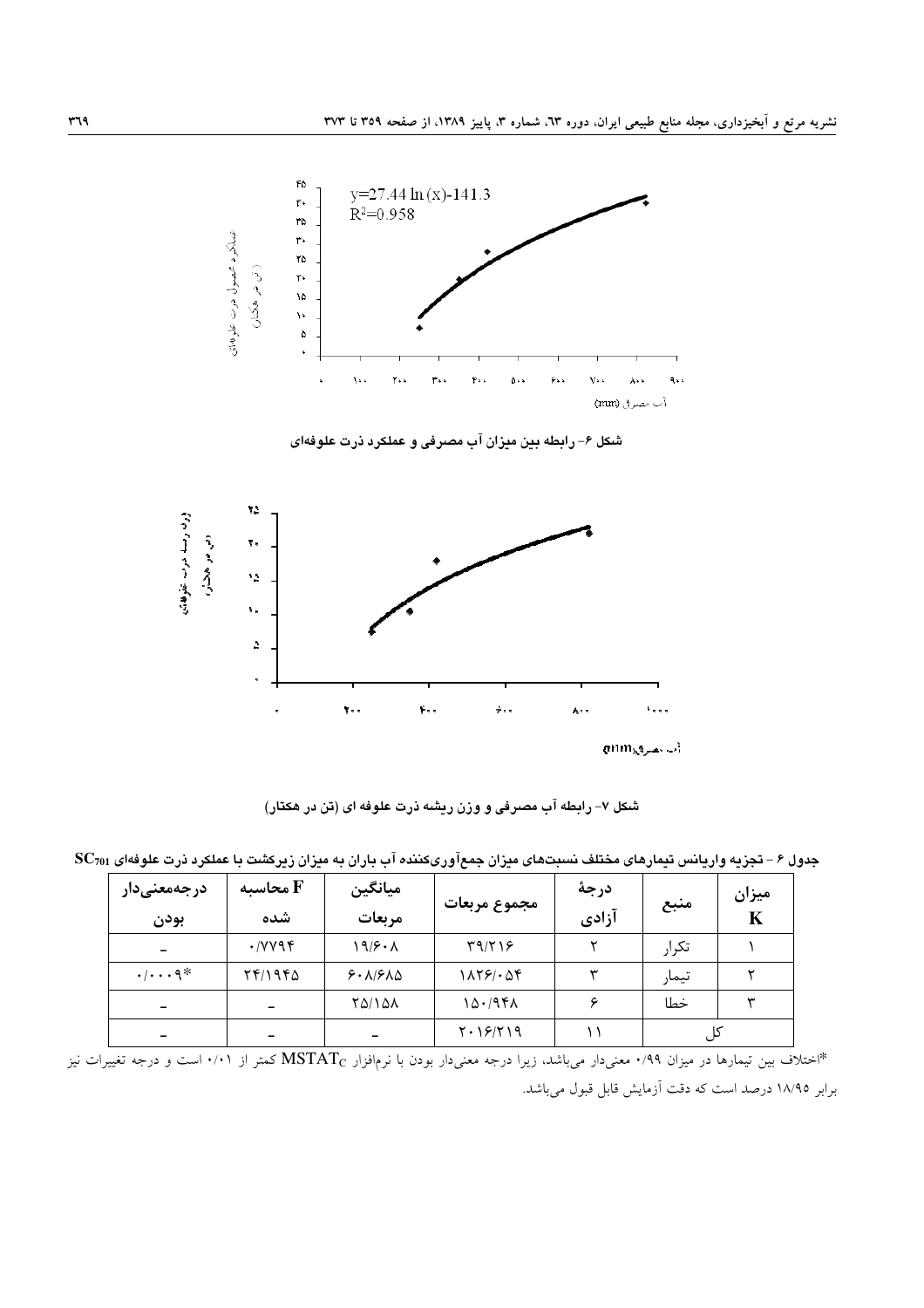$$y=27.44\ln(x)-141.3$$
$$R^2=0.958$$

شکل ۶- رابطه بین میزان آب مصرفی و عملکرد ذرت علوفه‌ای

شکل ۷- رابطه آب مصرفی و وزن ریشه ذرت علوفه ای (تن در هکتار)

جدول ۶ - تجزیه واریانس تیمارهای مختلف نسبت‌های میزان جمع‌آوری‌کننده آب باران به میزان زیرکشت با عملکرد ذرت علوفه‌ای $SC_{701}$

| میزان K | منبع | درجهٔ آزادی | مجموع مربعات | میانگین مربعات | F محاسبه شده | درجه‌معنی‌دار بودن |
|---|---|---|---|---|---|---|
| ۱ | تکرار | ۲ | ۳۹/۲۱۶ | ۱۹/۶۰۸ | ۰/۷۷۹۴ | - |
| ۲ | تیمار | ۳ | ۱۸۲۶/۰۵۴ | ۶۰۸/۶۸۵ | ۲۴/۱۹۴۵ | ۰/۰۰۰۹* |
| ۳ | خطا | ۶ | ۱۵۰/۹۴۸ | ۲۵/۱۵۸ | - | - |
| کل | | ۱۱ | ۲۰۱۶/۲۱۹ | - | - | - |

*اختلاف بین تیمارها در میزان ۰/۹۹ معنی‌دار می‌باشد، زیرا درجه معنی‌دار بودن با نرم‌افزار $MSTAT_C$ کمتر از ۰/۰۱ است و درجه تغییرات نیز برابر ۱۸/۹۵ درصد است که دقت آزمایش قابل قبول می‌باشد.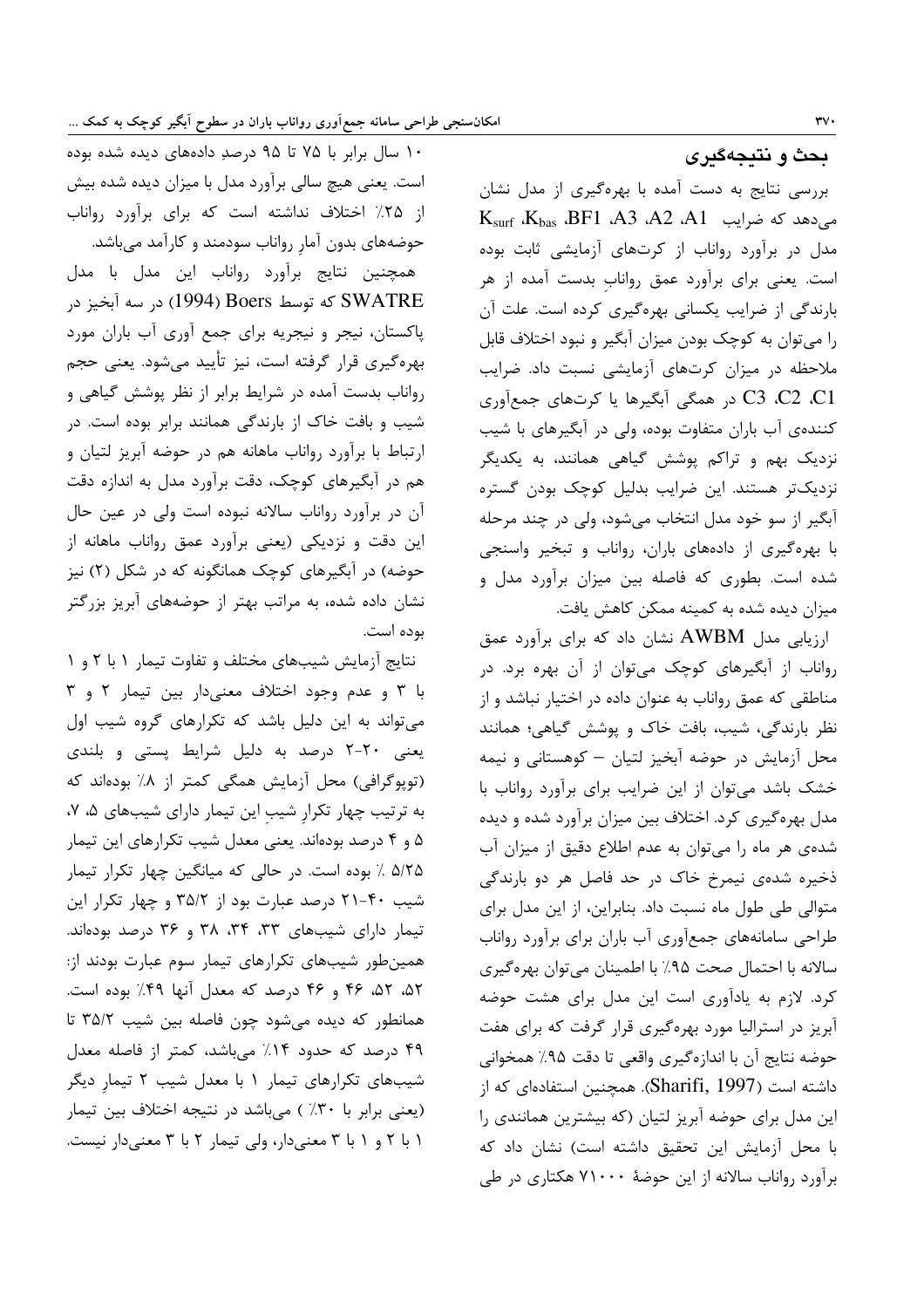## بحث و نتیجه‌گیری

بررسی نتایج به دست آمده با بهره‌گیری از مدل نشان می‌دهد که ضرایب A1، A2، A3، BF1، $K_{bas}$، $K_{surf}$ مدل در برآورد رواناب از کرت‌های آزمایشی ثابت بوده است. یعنی برای برآورد عمق روانابِ بدست آمده از هر بارندگی از ضرایب یکسانی بهره‌گیری کرده است. علت آن را می‌توان به کوچک بودن میزان آبگیر و نبود اختلاف قابل ملاحظه در میزان کرت‌های آزمایشی نسبت داد. ضرایب C1، C2، C3 در همگی آبگیرها یا کرت‌های جمع‌آوری کننده‌ی آب باران متفاوت بوده، ولی در آبگیرهای با شیب نزدیک بهم و تراکم پوشش گیاهی همانند، به یکدیگر نزدیک‌تر هستند. این ضرایب بدلیل کوچک بودن گستره آبگیر از سو خود مدل انتخاب می‌شود، ولی در چند مرحله با بهره‌گیری از داده‌های باران، رواناب و تبخیر واسنجی شده است. بطوری که فاصله بین میزان برآورد مدل و میزان دیده شده به کمینه ممکن کاهش یافت.

ارزیابی مدل AWBM نشان داد که برای برآورد عمق رواناب از آبگیرهای کوچک می‌توان از آن بهره برد. در مناطقی که عمق رواناب به عنوان داده در اختیار نباشد و از نظر بارندگی، شیب، بافت خاک و پوشش گیاهی؛ همانند محل آزمایش در حوضه آبخیز لتیان – کوهستانی و نیمه خشک باشد می‌توان از این ضرایب برای برآورد رواناب با مدل بهره‌گیری کرد. اختلاف بین میزان برآورد شده و دیده شده‌ی هر ماه را می‌توان به عدم اطلاع دقیق از میزان آب ذخیره شده‌ی نیمرخ خاک در حد فاصل هر دو بارندگی متوالی طی طول ماه نسبت داد. بنابراین، از این مدل برای طراحی سامانه‌های جمع‌آوری آب باران برای برآورد رواناب سالانه با احتمال صحت ۹۵٪ با اطمینان می‌توان بهره‌گیری کرد. لازم به یادآوری است این مدل برای هشت حوضه آبریز در استرالیا مورد بهره‌گیری قرار گرفت که برای هفت حوضه نتایج آن با اندازه‌گیری واقعی تا دقت ۹۵٪ همخوانی داشته است (Sharifi, 1997). همچنین استفاده‌ای که از این مدل برای حوضه آبریز لتیان (که بیشترین همانندی را با محل آزمایش این تحقیق داشته است) نشان داد که برآورد رواناب سالانه از این حوضهٔ ۷۱۰۰۰ هکتاری در طی ۱۰ سال برابر با ۷۵ تا ۹۵ درصدِ داده‌های دیده شده بوده است. یعنی هیچ سالی برآورد مدل با میزان دیده شده بیش از ۲۵٪ اختلاف نداشته است که برای برآورد رواناب حوضه‌های بدون آمارِ رواناب سودمند و کارآمد می‌باشد.

همچنین نتایج برآورد رواناب این مدل با مدل SWATRE که توسط Boers (1994) در سه آبخیز در پاکستان، نیجر و نیجریه برای جمع آوری آب باران مورد بهره‌گیری قرار گرفته است، نیز تأیید می‌شود. یعنی حجم رواناب بدست آمده در شرایط برابر از نظر پوشش گیاهی و شیب و بافت خاک از بارندگی همانند برابر بوده است. در ارتباط با برآورد رواناب ماهانه هم در حوضه آبریز لتیان و هم در آبگیرهای کوچک، دقت برآورد مدل به اندازه دقت آن در برآورد رواناب سالانه نبوده است ولی در عین حال این دقت و نزدیکی (یعنی برآورد عمق رواناب ماهانه از حوضه) در آبگیرهای کوچک همانگونه که در شکل (۲) نیز نشان داده شده، به مراتب بهتر از حوضه‌های آبریز بزرگتر بوده است.

نتایج آزمایش شیب‌های مختلف و تفاوت تیمار ۱ با ۲ و ۱ با ۳ و عدم وجود اختلاف معنی‌دار بین تیمار ۲ و ۳ می‌تواند به این دلیل باشد که تکرارهای گروه شیب اول یعنی ۲۰-۲ درصد به دلیل شرایط پستی و بلندی (توپوگرافی) محل آزمایش همگی کمتر از ۸٪ بوده‌اند که به ترتیب چهار تکرارِ شیبِ این تیمار دارای شیب‌های ۵، ۷، ۵ و ۴ درصد بوده‌اند. یعنی معدل شیب تکرارهای این تیمار ۵/۲۵ ٪ بوده است. در حالی که میانگین چهار تکرار تیمار شیب ۴۰-۲۱ درصد عبارت بود از ۳۵/۲ و چهار تکرار این تیمار دارای شیب‌های ۳۳، ۳۴، ۳۸ و ۳۶ درصد بوده‌اند. همین‌طور شیب‌های تکرارهای تیمار سوم عبارت بودند از: ۵۲، ۵۲، ۴۶ و ۴۶ درصد که معدل آنها ۴۹٪ بوده است. همانطور که دیده می‌شود چون فاصله بین شیب ۳۵/۲ تا ۴۹ درصد که حدود ۱۴٪ می‌باشد، کمتر از فاصله معدل شیب‌های تکرارهای تیمار ۱ با معدل شیب ۲ تیمارِ دیگر (یعنی برابر با ۳۰٪ ) می‌باشد در نتیجه اختلاف بین تیمار ۱ با ۲ و ۱ با ۳ معنی‌دار، ولی تیمار ۲ با ۳ معنی‌دار نیست.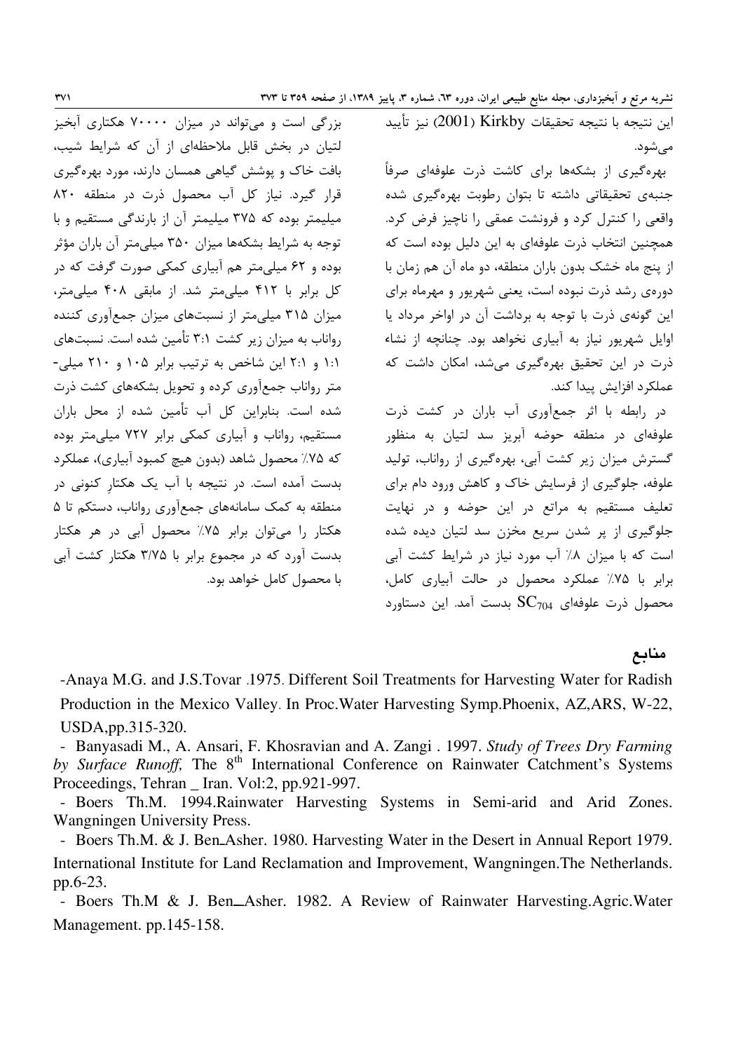این نتیجه با نتیجه تحقیقات Kirkby (2001) نیز تأیید می‌شود.

بهره‌گیری از بشکه‌ها برای کاشت ذرت علوفه‌ای صرفاً جنبه‌ی تحقیقاتی داشته تا بتوان رطوبت بهره‌گیری شده واقعی را کنترل کرد و فرونشت عمقی را ناچیز فرض کرد. همچنین انتخاب ذرت علوفه‌ای به این دلیل بوده است که از پنج ماه خشک بدون باران منطقه، دو ماه آن هم زمان با دوره‌ی رشد ذرت نبوده است، یعنی شهریور و مهرماه برای این گونه‌ی ذرت با توجه به برداشت آن در اواخر مرداد یا اوایل شهریور نیاز به آبیاری نخواهد بود. چنانچه از نشاء ذرت در این تحقیق بهره‌گیری می‌شد، امکان داشت که عملکرد افزایش پیدا کند.

در رابطه با اثر جمع‌آوری آب باران در کشت ذرت علوفه‌ای در منطقه حوضه آبریز سد لتیان به منظور گسترش میزان زیر کشت آبی، بهره‌گیری از رواناب، تولید علوفه، جلوگیری از فرسایش خاک و کاهش ورود دام برای تعلیف مستقیم به مراتع در این حوضه و در نهایت جلوگیری از پر شدن سریع مخزن سد لتیان دیده شده است که با میزان ۸٪ آب مورد نیاز در شرایط کشت آبی برابر با ۷۵٪ عملکرد محصول در حالت آبیاری کامل، محصول ذرت علوفه‌ای $SC_{704}$ بدست آمد. این دستاورد بزرگی است و می‌تواند در میزان ۷۰۰۰۰ هکتاری آبخیز لتیان در بخش قابل ملاحظه‌ای از آن که شرایط شیب، بافت خاک و پوشش گیاهی همسان دارند، مورد بهره‌گیری قرار گیرد. نیاز کل آب محصول ذرت در منطقه ۸۲۰ میلیمتر بوده که ۳۷۵ میلیمتر آن از بارندگی مستقیم و با توجه به شرایط بشکه‌ها میزان ۳۵۰ میلی‌متر آن باران مؤثر بوده و ۶۲ میلی‌متر هم آبیاری کمکی صورت گرفت که در کل برابر با ۴۱۲ میلی‌متر شد. از مابقی ۴۰۸ میلی‌متر، میزان ۳۱۵ میلی‌متر از نسبت‌های میزان جمع‌آوری کننده رواناب به میزان زیر کشت ۳:۱ تأمین شده است. نسبت‌های ۱:۱ و ۲:۱ این شاخص به ترتیب برابر ۱۰۵ و ۲۱۰ میلی‌متر رواناب جمع‌آوری کرده و تحویل بشکه‌های کشت ذرت شده است. بنابراین کل آب تأمین شده از محل باران مستقیم، رواناب و آبیاری کمکی برابر ۷۲۷ میلی‌متر بوده که ۷۵٪ محصول شاهد (بدون هیچ کمبود آبیاری)، عملکرد بدست آمده است. در نتیجه با آب یک هکتارِ کنونی در منطقه به کمک سامانه‌های جمع‌آوری رواناب، دستکم تا ۵ هکتار را می‌توان برابر ۷۵٪ محصول آبی در هر هکتار بدست آورد که در مجموع برابر با ۳/۷۵ هکتار کشت آبی با محصول کامل خواهد بود.

## منابع

-Anaya M.G. and J.S.Tovar .1975. Different Soil Treatments for Harvesting Water for Radish Production in the Mexico Valley. In Proc.Water Harvesting Symp.Phoenix, AZ,ARS, W-22, USDA,pp.315-320.

- Banyasadi M., A. Ansari, F. Khosravian and A. Zangi . 1997. *Study of Trees Dry Farming by Surface Runoff,* The 8th International Conference on Rainwater Catchment's Systems Proceedings, Tehran _ Iran. Vol:2, pp.921-997.

- Boers Th.M. 1994.Rainwater Harvesting Systems in Semi-arid and Arid Zones. Wangningen University Press.

- Boers Th.M. & J. Ben_Asher. 1980. Harvesting Water in the Desert in Annual Report 1979. International Institute for Land Reclamation and Improvement, Wangningen.The Netherlands. pp.6-23.

- Boers Th.M & J. Ben__Asher. 1982. A Review of Rainwater Harvesting.Agric.Water Management. pp.145-158.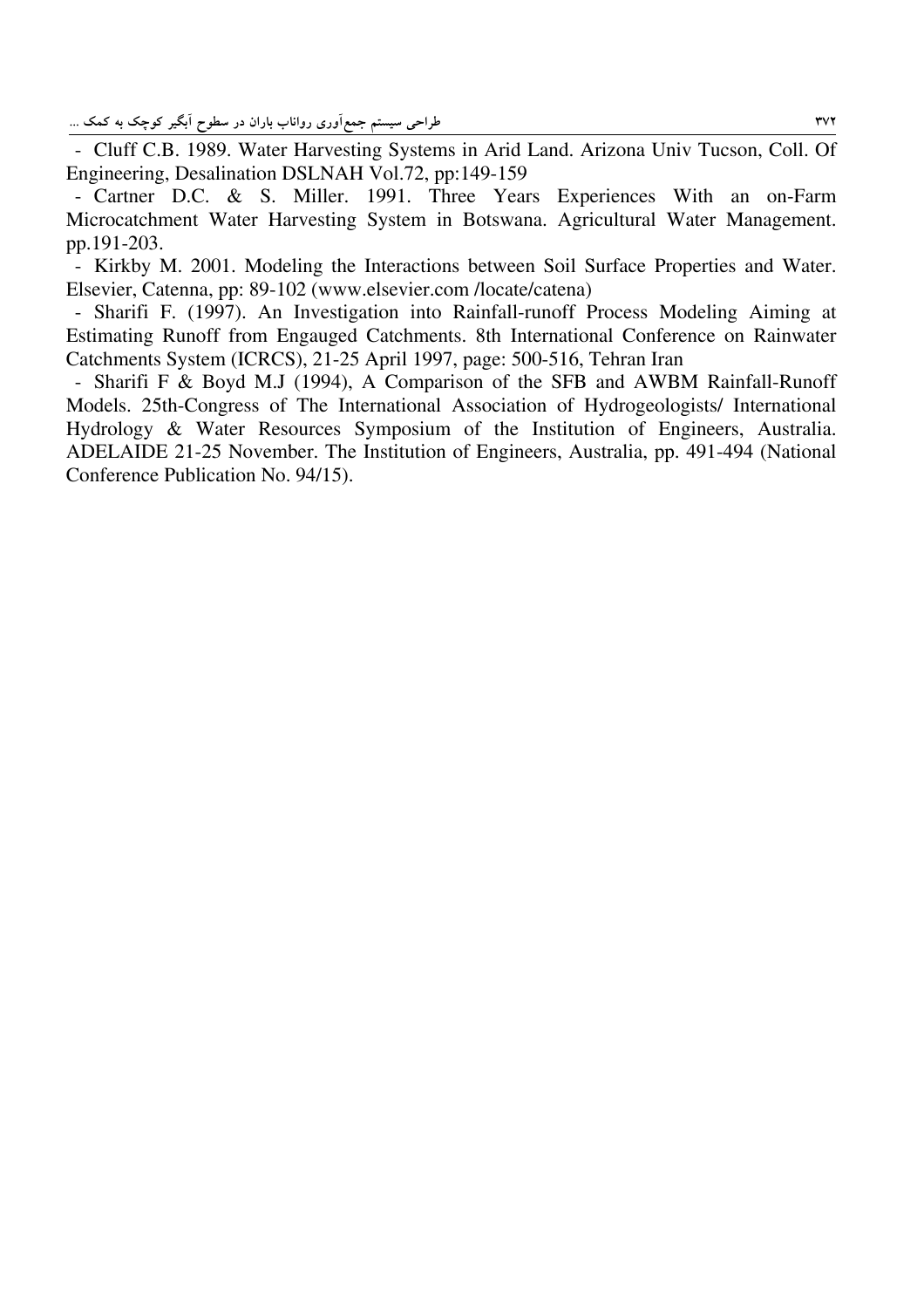- Cluff C.B. 1989. Water Harvesting Systems in Arid Land. Arizona Univ Tucson, Coll. Of Engineering, Desalination DSLNAH Vol.72, pp:149-159
- Cartner D.C. & S. Miller. 1991. Three Years Experiences With an on-Farm Microcatchment Water Harvesting System in Botswana. Agricultural Water Management. pp.191-203.
- Kirkby M. 2001. Modeling the Interactions between Soil Surface Properties and Water. Elsevier, Catenna, pp: 89-102 (www.elsevier.com /locate/catena)
- Sharifi F. (1997). An Investigation into Rainfall-runoff Process Modeling Aiming at Estimating Runoff from Engauged Catchments. 8th International Conference on Rainwater Catchments System (ICRCS), 21-25 April 1997, page: 500-516, Tehran Iran
- Sharifi F & Boyd M.J (1994), A Comparison of the SFB and AWBM Rainfall-Runoff Models. 25th-Congress of The International Association of Hydrogeologists/ International Hydrology & Water Resources Symposium of the Institution of Engineers, Australia. ADELAIDE 21-25 November. The Institution of Engineers, Australia, pp. 491-494 (National Conference Publication No. 94/15).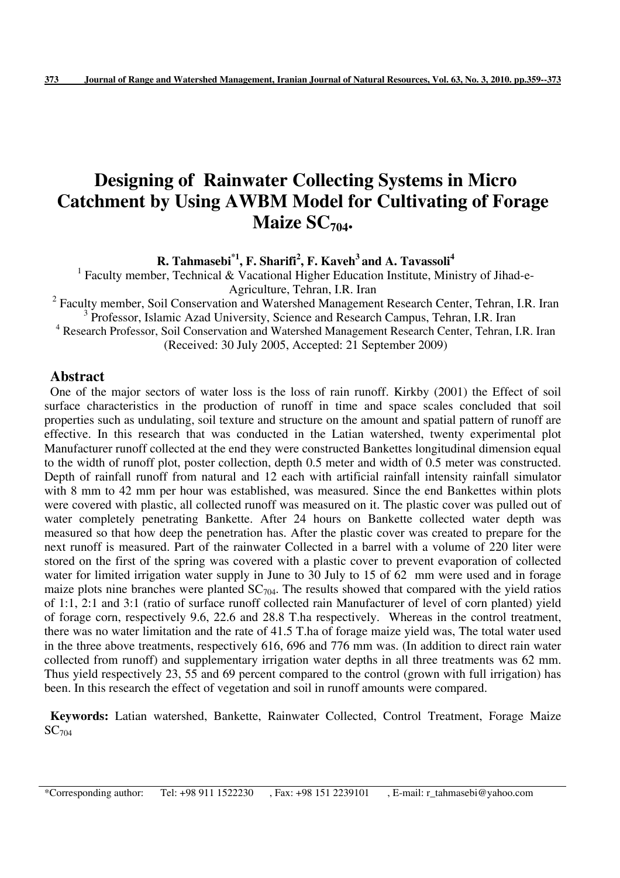# Designing of Rainwater Collecting Systems in Micro Catchment by Using AWBM Model for Cultivating of Forage Maize $SC_{704}$.

**R. Tahmasebi**[*1]**, F. Sharifi**[2]**, F. Kaveh**[3] **and A. Tavassoli**[4]

[1] Faculty member, Technical & Vacational Higher Education Institute, Ministry of Jihad-e-Agriculture, Tehran, I.R. Iran

[2] Faculty member, Soil Conservation and Watershed Management Research Center, Tehran, I.R. Iran

[3] Professor, Islamic Azad University, Science and Research Campus, Tehran, I.R. Iran

[4] Research Professor, Soil Conservation and Watershed Management Research Center, Tehran, I.R. Iran

(Received: 30 July 2005, Accepted: 21 September 2009)

## Abstract

One of the major sectors of water loss is the loss of rain runoff. Kirkby (2001) the Effect of soil surface characteristics in the production of runoff in time and space scales concluded that soil properties such as undulating, soil texture and structure on the amount and spatial pattern of runoff are effective. In this research that was conducted in the Latian watershed, twenty experimental plot Manufacturer runoff collected at the end they were constructed Bankettes longitudinal dimension equal to the width of runoff plot, poster collection, depth 0.5 meter and width of 0.5 meter was constructed. Depth of rainfall runoff from natural and 12 each with artificial rainfall intensity rainfall simulator with 8 mm to 42 mm per hour was established, was measured. Since the end Bankettes within plots were covered with plastic, all collected runoff was measured on it. The plastic cover was pulled out of water completely penetrating Bankette. After 24 hours on Bankette collected water depth was measured so that how deep the penetration has. After the plastic cover was created to prepare for the next runoff is measured. Part of the rainwater Collected in a barrel with a volume of 220 liter were stored on the first of the spring was covered with a plastic cover to prevent evaporation of collected water for limited irrigation water supply in June to 30 July to 15 of 62 mm were used and in forage maize plots nine branches were planted $SC_{704}$. The results showed that compared with the yield ratios of 1:1, 2:1 and 3:1 (ratio of surface runoff collected rain Manufacturer of level of corn planted) yield of forage corn, respectively 9.6, 22.6 and 28.8 T.ha respectively. Whereas in the control treatment, there was no water limitation and the rate of 41.5 T.ha of forage maize yield was, The total water used in the three above treatments, respectively 616, 696 and 776 mm was. (In addition to direct rain water collected from runoff) and supplementary irrigation water depths in all three treatments was 62 mm. Thus yield respectively 23, 55 and 69 percent compared to the control (grown with full irrigation) has been. In this research the effect of vegetation and soil in runoff amounts were compared.

**Keywords:** Latian watershed, Bankette, Rainwater Collected, Control Treatment, Forage Maize $SC_{704}$

*Corresponding author: Tel: +98 911 1522230 , Fax: +98 151 2239101 , E-mail: r_tahmasebi@yahoo.com